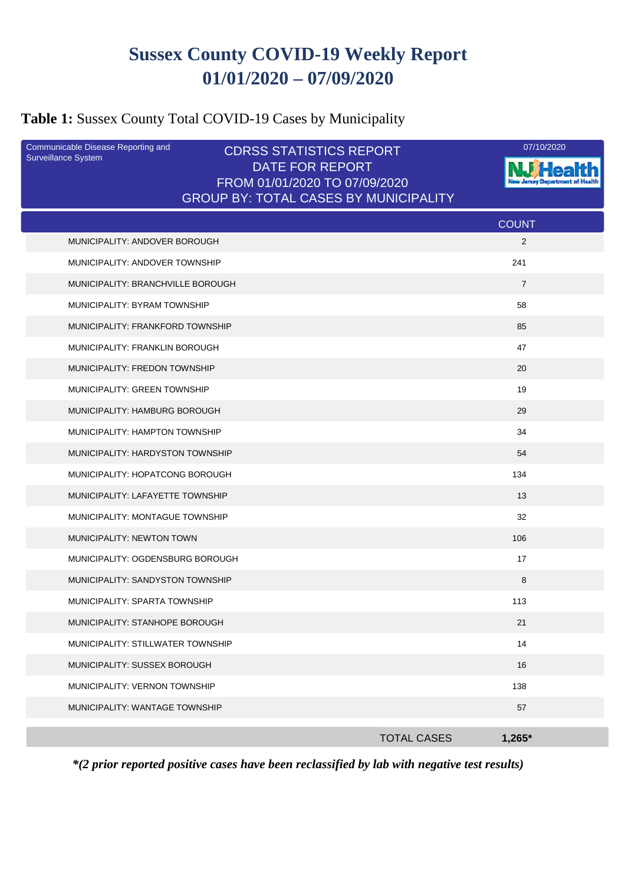# Sussex County COVID-19 Weekly Report
# 01/01/2020 – 07/09/2020

**Table 1:** Sussex County Total COVID-19 Cases by Municipality

Communicable Disease Reporting and Surveillance System

CDRSS STATISTICS REPORT
DATE FOR REPORT
FROM 01/01/2020 TO 07/09/2020
GROUP BY: TOTAL CASES BY MUNICIPALITY

07/10/2020

NJ Health New Jersey Department of Health

| | COUNT |
|---|---|
| MUNICIPALITY: ANDOVER BOROUGH | 2 |
| MUNICIPALITY: ANDOVER TOWNSHIP | 241 |
| MUNICIPALITY: BRANCHVILLE BOROUGH | 7 |
| MUNICIPALITY: BYRAM TOWNSHIP | 58 |
| MUNICIPALITY: FRANKFORD TOWNSHIP | 85 |
| MUNICIPALITY: FRANKLIN BOROUGH | 47 |
| MUNICIPALITY: FREDON TOWNSHIP | 20 |
| MUNICIPALITY: GREEN TOWNSHIP | 19 |
| MUNICIPALITY: HAMBURG BOROUGH | 29 |
| MUNICIPALITY: HAMPTON TOWNSHIP | 34 |
| MUNICIPALITY: HARDYSTON TOWNSHIP | 54 |
| MUNICIPALITY: HOPATCONG BOROUGH | 134 |
| MUNICIPALITY: LAFAYETTE TOWNSHIP | 13 |
| MUNICIPALITY: MONTAGUE TOWNSHIP | 32 |
| MUNICIPALITY: NEWTON TOWN | 106 |
| MUNICIPALITY: OGDENSBURG BOROUGH | 17 |
| MUNICIPALITY: SANDYSTON TOWNSHIP | 8 |
| MUNICIPALITY: SPARTA TOWNSHIP | 113 |
| MUNICIPALITY: STANHOPE BOROUGH | 21 |
| MUNICIPALITY: STILLWATER TOWNSHIP | 14 |
| MUNICIPALITY: SUSSEX BOROUGH | 16 |
| MUNICIPALITY: VERNON TOWNSHIP | 138 |
| MUNICIPALITY: WANTAGE TOWNSHIP | 57 |
| TOTAL CASES | **1,265*** |

***(2 prior reported positive cases have been reclassified by lab with negative test results)***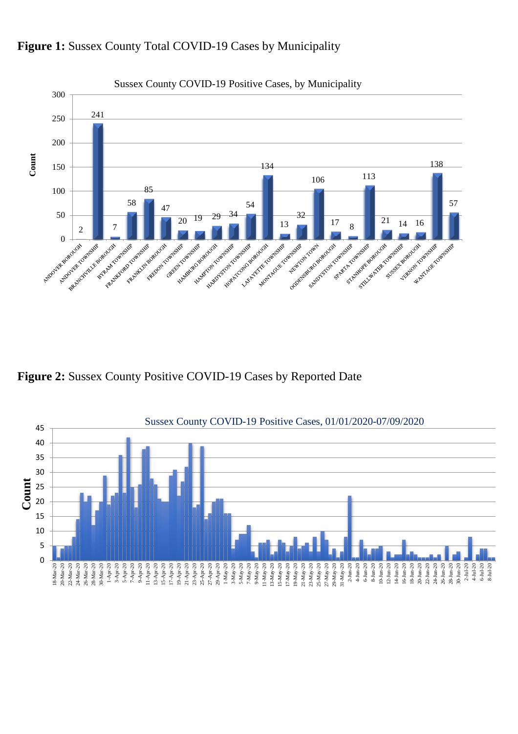**Figure 1:** Sussex County Total COVID-19 Cases by Municipality

**Figure 2:** Sussex County Positive COVID-19 Cases by Reported Date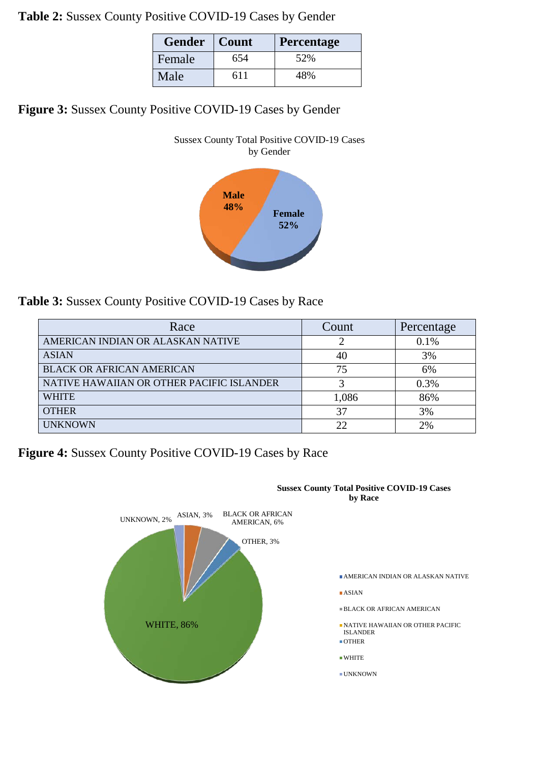**Table 2:** Sussex County Positive COVID-19 Cases by Gender

| Gender | Count | Percentage |
|---|---|---|
| Female | 654 | 52% |
| Male | 611 | 48% |

**Figure 3:** Sussex County Positive COVID-19 Cases by Gender

**Table 3:** Sussex County Positive COVID-19 Cases by Race

| Race | Count | Percentage |
|---|---|---|
| AMERICAN INDIAN OR ALASKAN NATIVE | 2 | 0.1% |
| ASIAN | 40 | 3% |
| BLACK OR AFRICAN AMERICAN | 75 | 6% |
| NATIVE HAWAIIAN OR OTHER PACIFIC ISLANDER | 3 | 0.3% |
| WHITE | 1,086 | 86% |
| OTHER | 37 | 3% |
| UNKNOWN | 22 | 2% |

**Figure 4:** Sussex County Positive COVID-19 Cases by Race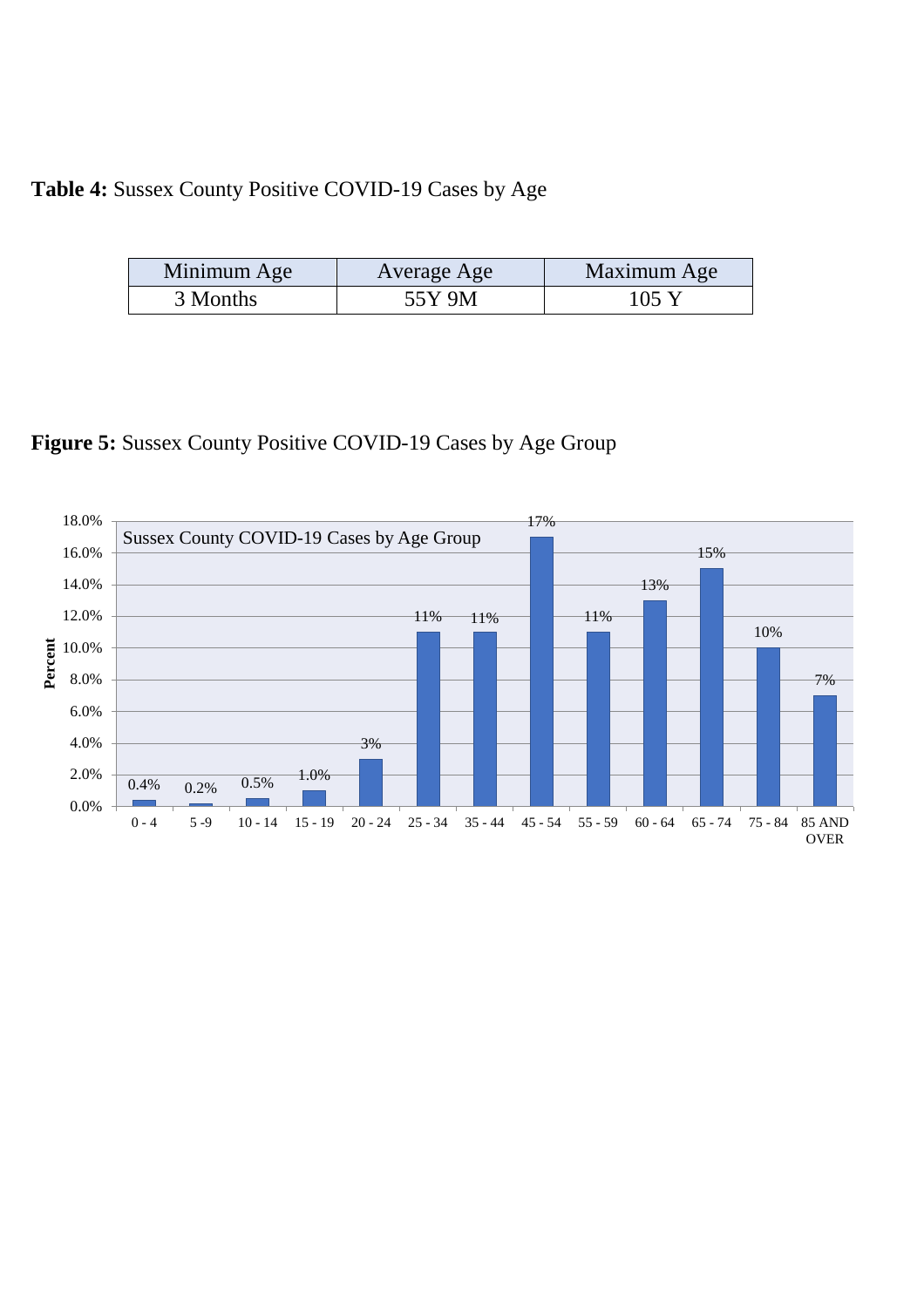**Table 4:** Sussex County Positive COVID-19 Cases by Age

| Minimum Age | Average Age | Maximum Age |
|---|---|---|
| 3 Months | 55Y 9M | 105 Y |

**Figure 5:** Sussex County Positive COVID-19 Cases by Age Group

Sussex County COVID-19 Cases by Age Group

| Age Group | Percent |
|---|---|
| 0 - 4 | 0.4% |
| 5 -9 | 0.2% |
| 10 - 14 | 0.5% |
| 15 - 19 | 1.0% |
| 20 - 24 | 3% |
| 25 - 34 | 11% |
| 35 - 44 | 11% |
| 45 - 54 | 17% |
| 55 - 59 | 11% |
| 60 - 64 | 13% |
| 65 - 74 | 15% |
| 75 - 84 | 10% |
| 85 AND OVER | 7% |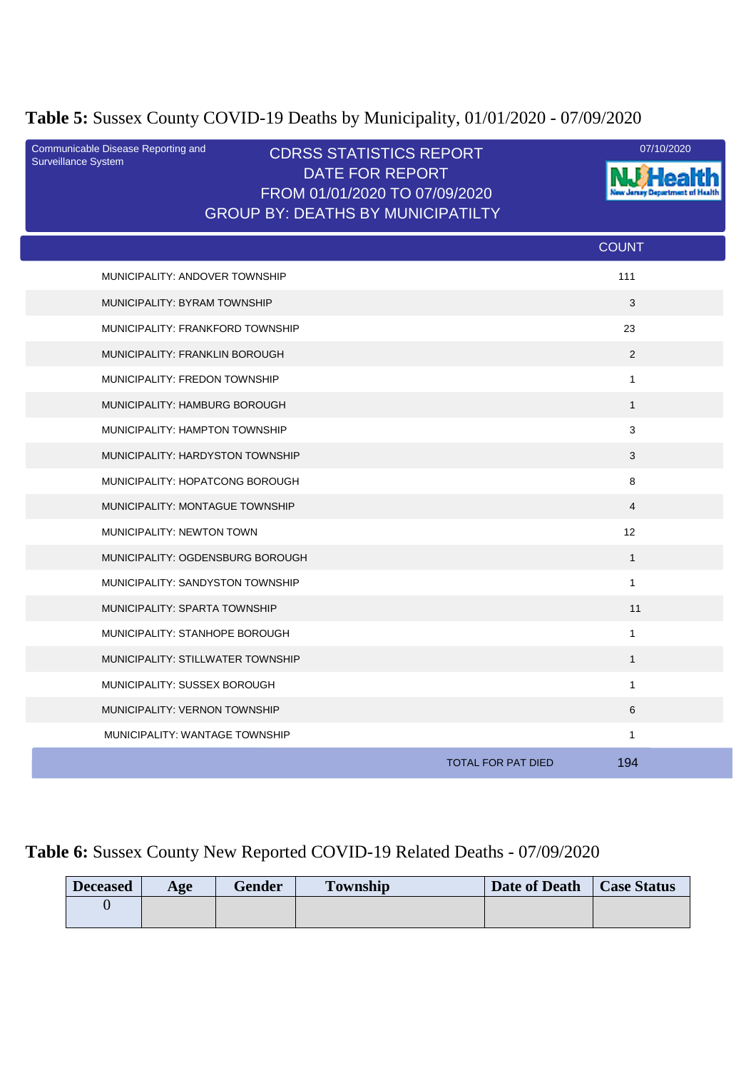**Table 5:** Sussex County COVID-19 Deaths by Municipality, 01/01/2020 - 07/09/2020

Communicable Disease Reporting and Surveillance System

CDRSS STATISTICS REPORT
DATE FOR REPORT
FROM 01/01/2020 TO 07/09/2020
GROUP BY: DEATHS BY MUNICIPATILTY

07/10/2020

NJ Health
New Jersey Department of Health

| | COUNT |
|---|---|
| MUNICIPALITY: ANDOVER TOWNSHIP | 111 |
| MUNICIPALITY: BYRAM TOWNSHIP | 3 |
| MUNICIPALITY: FRANKFORD TOWNSHIP | 23 |
| MUNICIPALITY: FRANKLIN BOROUGH | 2 |
| MUNICIPALITY: FREDON TOWNSHIP | 1 |
| MUNICIPALITY: HAMBURG BOROUGH | 1 |
| MUNICIPALITY: HAMPTON TOWNSHIP | 3 |
| MUNICIPALITY: HARDYSTON TOWNSHIP | 3 |
| MUNICIPALITY: HOPATCONG BOROUGH | 8 |
| MUNICIPALITY: MONTAGUE TOWNSHIP | 4 |
| MUNICIPALITY: NEWTON TOWN | 12 |
| MUNICIPALITY: OGDENSBURG BOROUGH | 1 |
| MUNICIPALITY: SANDYSTON TOWNSHIP | 1 |
| MUNICIPALITY: SPARTA TOWNSHIP | 11 |
| MUNICIPALITY: STANHOPE BOROUGH | 1 |
| MUNICIPALITY: STILLWATER TOWNSHIP | 1 |
| MUNICIPALITY: SUSSEX BOROUGH | 1 |
| MUNICIPALITY: VERNON TOWNSHIP | 6 |
| MUNICIPALITY: WANTAGE TOWNSHIP | 1 |
| TOTAL FOR PAT DIED | 194 |

**Table 6:** Sussex County New Reported COVID-19 Related Deaths - 07/09/2020

| Deceased | Age | Gender | Township | Date of Death | Case Status |
|---|---|---|---|---|---|
| 0 | | | | | |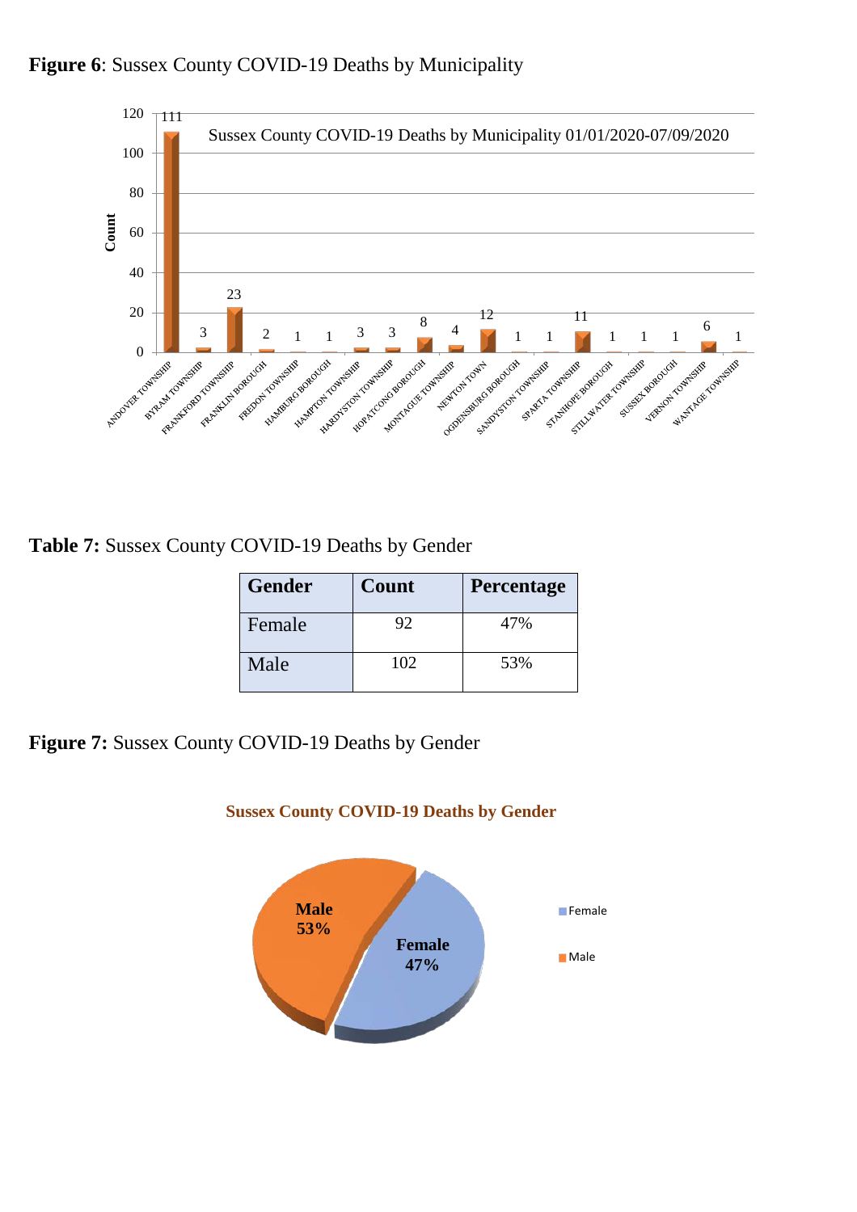**Figure 6**: Sussex County COVID-19 Deaths by Municipality

**Table 7:** Sussex County COVID-19 Deaths by Gender

| Gender | Count | Percentage |
|---|---|---|
| Female | 92 | 47% |
| Male | 102 | 53% |

**Figure 7:** Sussex County COVID-19 Deaths by Gender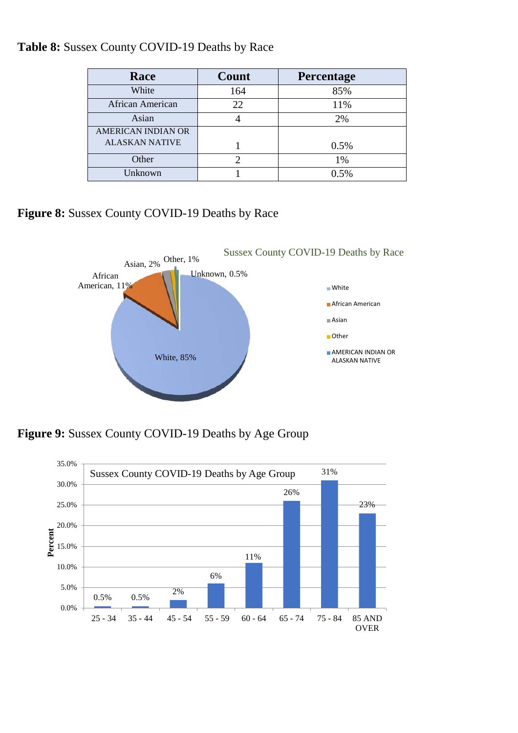**Table 8:** Sussex County COVID-19 Deaths by Race

| Race | Count | Percentage |
|---|---|---|
| White | 164 | 85% |
| African American | 22 | 11% |
| Asian | 4 | 2% |
| AMERICAN INDIAN OR ALASKAN NATIVE | 1 | 0.5% |
| Other | 2 | 1% |
| Unknown | 1 | 0.5% |

**Figure 8:** Sussex County COVID-19 Deaths by Race

**Figure 9:** Sussex County COVID-19 Deaths by Age Group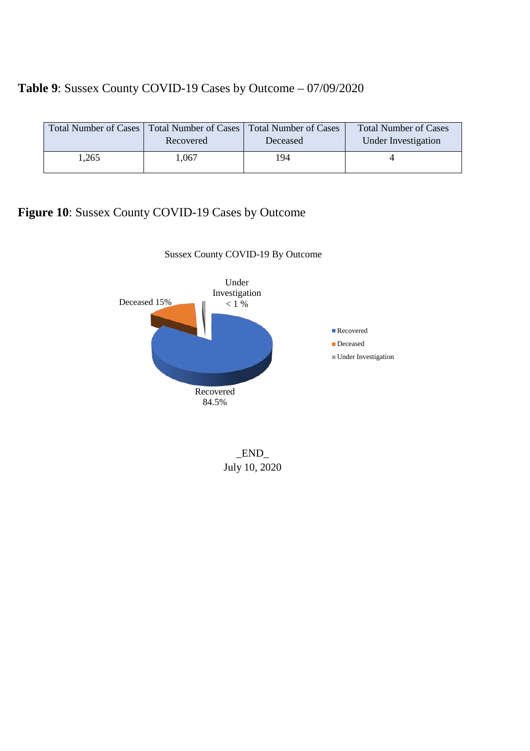**Table 9**: Sussex County COVID-19 Cases by Outcome – 07/09/2020

| Total Number of Cases | Total Number of Cases Recovered | Total Number of Cases Deceased | Total Number of Cases Under Investigation |
|---|---|---|---|
| 1,265 | 1,067 | 194 | 4 |

**Figure 10**: Sussex County COVID-19 Cases by Outcome

Sussex County COVID-19 By Outcome

Under Investigation < 1 %

Deceased 15%

Recovered 84.5%

Recovered

Deceased

Under Investigation

_END_

July 10, 2020